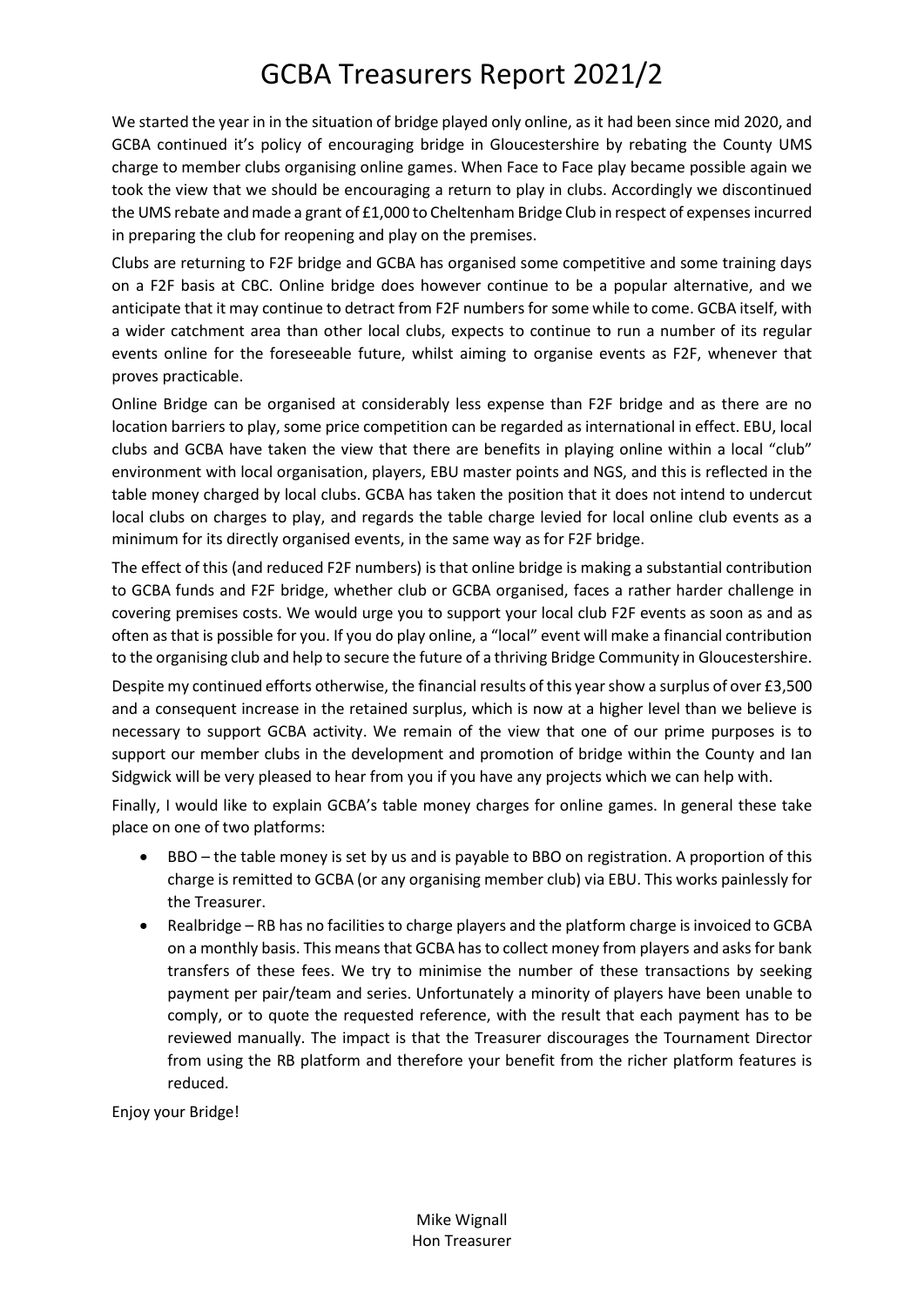# GCBA Treasurers Report 2021/2

We started the year in in the situation of bridge played only online, as it had been since mid 2020, and GCBA continued it's policy of encouraging bridge in Gloucestershire by rebating the County UMS charge to member clubs organising online games. When Face to Face play became possible again we took the view that we should be encouraging a return to play in clubs. Accordingly we discontinued the UMS rebate and made a grant of £1,000 to Cheltenham Bridge Club in respect of expenses incurred in preparing the club for reopening and play on the premises.

Clubs are returning to F2F bridge and GCBA has organised some competitive and some training days on a F2F basis at CBC. Online bridge does however continue to be a popular alternative, and we anticipate that it may continue to detract from F2F numbers for some while to come. GCBA itself, with a wider catchment area than other local clubs, expects to continue to run a number of its regular events online for the foreseeable future, whilst aiming to organise events as F2F, whenever that proves practicable.

Online Bridge can be organised at considerably less expense than F2F bridge and as there are no location barriers to play, some price competition can be regarded as international in effect. EBU, local clubs and GCBA have taken the view that there are benefits in playing online within a local "club" environment with local organisation, players, EBU master points and NGS, and this is reflected in the table money charged by local clubs. GCBA has taken the position that it does not intend to undercut local clubs on charges to play, and regards the table charge levied for local online club events as a minimum for its directly organised events, in the same way as for F2F bridge.

The effect of this (and reduced F2F numbers) is that online bridge is making a substantial contribution to GCBA funds and F2F bridge, whether club or GCBA organised, faces a rather harder challenge in covering premises costs. We would urge you to support your local club F2F events as soon as and as often as that is possible for you. If you do play online, a "local" event will make a financial contribution to the organising club and help to secure the future of a thriving Bridge Community in Gloucestershire.

Despite my continued efforts otherwise, the financial results of this year show a surplus of over £3,500 and a consequent increase in the retained surplus, which is now at a higher level than we believe is necessary to support GCBA activity. We remain of the view that one of our prime purposes is to support our member clubs in the development and promotion of bridge within the County and Ian Sidgwick will be very pleased to hear from you if you have any projects which we can help with.

Finally, I would like to explain GCBA's table money charges for online games. In general these take place on one of two platforms:

- BBO – the table money is set by us and is payable to BBO on registration. A proportion of this charge is remitted to GCBA (or any organising member club) via EBU. This works painlessly for the Treasurer.
- Realbridge – RB has no facilities to charge players and the platform charge is invoiced to GCBA on a monthly basis. This means that GCBA has to collect money from players and asks for bank transfers of these fees. We try to minimise the number of these transactions by seeking payment per pair/team and series. Unfortunately a minority of players have been unable to comply, or to quote the requested reference, with the result that each payment has to be reviewed manually. The impact is that the Treasurer discourages the Tournament Director from using the RB platform and therefore your benefit from the richer platform features is reduced.

Enjoy your Bridge!

Mike Wignall
Hon Treasurer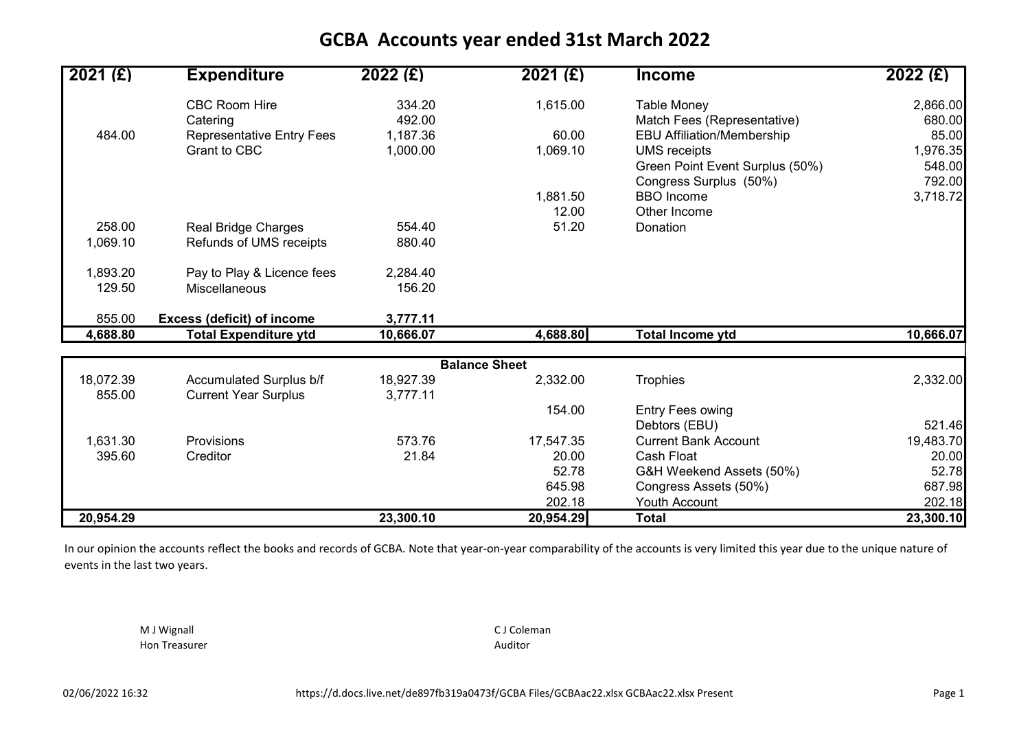# GCBA Accounts year ended 31st March 2022

| 2021 (£) | Expenditure | 2022 (£) | 2021 (£) | Income | 2022 (£) |
|---|---|---|---|---|---|
| | CBC Room Hire | 334.20 | 1,615.00 | Table Money | 2,866.00 |
| | Catering | 492.00 | | Match Fees (Representative) | 680.00 |
| 484.00 | Representative Entry Fees | 1,187.36 | 60.00 | EBU Affiliation/Membership | 85.00 |
| | Grant to CBC | 1,000.00 | 1,069.10 | UMS receipts | 1,976.35 |
| | | | | Green Point Event Surplus (50%) | 548.00 |
| | | | | Congress Surplus (50%) | 792.00 |
| | | | 1,881.50 | BBO Income | 3,718.72 |
| | | | 12.00 | Other Income | |
| 258.00 | Real Bridge Charges | 554.40 | 51.20 | Donation | |
| 1,069.10 | Refunds of UMS receipts | 880.40 | | | |
| 1,893.20 | Pay to Play & Licence fees | 2,284.40 | | | |
| 129.50 | Miscellaneous | 156.20 | | | |
| 855.00 | **Excess (deficit) of income** | **3,777.11** | | | |
| **4,688.80** | **Total Expenditure ytd** | **10,666.07** | **4,688.80** | **Total Income ytd** | **10,666.07** |

**Balance Sheet**

| | | | | | |
|---|---|---|---|---|---|
| 18,072.39 | Accumulated Surplus b/f | 18,927.39 | 2,332.00 | Trophies | 2,332.00 |
| 855.00 | Current Year Surplus | 3,777.11 | | | |
| | | | 154.00 | Entry Fees owing | |
| | | | | Debtors (EBU) | 521.46 |
| 1,631.30 | Provisions | 573.76 | 17,547.35 | Current Bank Account | 19,483.70 |
| 395.60 | Creditor | 21.84 | 20.00 | Cash Float | 20.00 |
| | | | 52.78 | G&H Weekend Assets (50%) | 52.78 |
| | | | 645.98 | Congress Assets (50%) | 687.98 |
| | | | 202.18 | Youth Account | 202.18 |
| **20,954.29** | | **23,300.10** | **20,954.29** | **Total** | **23,300.10** |

In our opinion the accounts reflect the books and records of GCBA. Note that year-on-year comparability of the accounts is very limited this year due to the unique nature of events in the last two years.

M J Wignall
Hon Treasurer

C J Coleman
Auditor